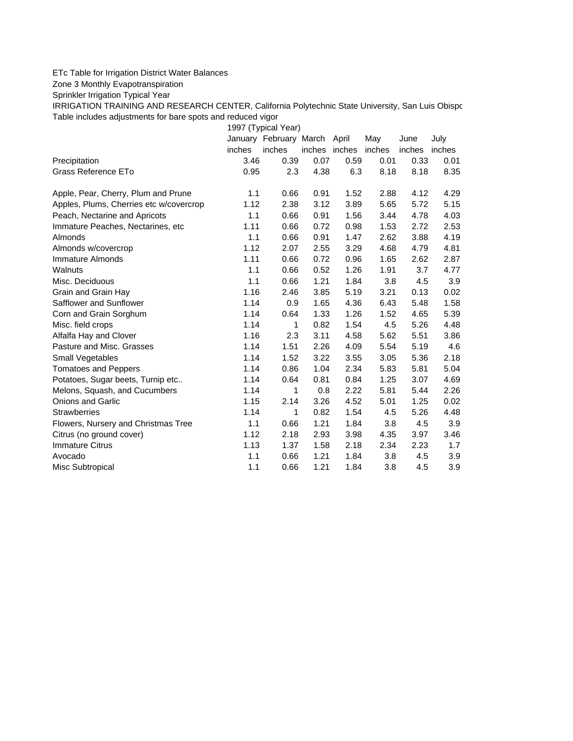ETc Table for Irrigation District Water Balances

Zone 3 Monthly Evapotranspiration

Sprinkler Irrigation Typical Year

IRRIGATION TRAINING AND RESEARCH CENTER, California Polytechnic State University, San Luis Obispo

Table includes adjustments for bare spots and reduced vigor

| | 1997 (Typical Year) | | | | | | |
|---|---|---|---|---|---|---|---|
| | January | February | March | April | May | June | July |
| | inches | inches | inches | inches | inches | inches | inches |
| Precipitation | 3.46 | 0.39 | 0.07 | 0.59 | 0.01 | 0.33 | 0.01 |
| Grass Reference ETo | 0.95 | 2.3 | 4.38 | 6.3 | 8.18 | 8.18 | 8.35 |
| | | | | | | | |
| Apple, Pear, Cherry, Plum and Prune | 1.1 | 0.66 | 0.91 | 1.52 | 2.88 | 4.12 | 4.29 |
| Apples, Plums, Cherries etc w/covercrop | 1.12 | 2.38 | 3.12 | 3.89 | 5.65 | 5.72 | 5.15 |
| Peach, Nectarine and Apricots | 1.1 | 0.66 | 0.91 | 1.56 | 3.44 | 4.78 | 4.03 |
| Immature Peaches, Nectarines, etc | 1.11 | 0.66 | 0.72 | 0.98 | 1.53 | 2.72 | 2.53 |
| Almonds | 1.1 | 0.66 | 0.91 | 1.47 | 2.62 | 3.88 | 4.19 |
| Almonds w/covercrop | 1.12 | 2.07 | 2.55 | 3.29 | 4.68 | 4.79 | 4.81 |
| Immature Almonds | 1.11 | 0.66 | 0.72 | 0.96 | 1.65 | 2.62 | 2.87 |
| Walnuts | 1.1 | 0.66 | 0.52 | 1.26 | 1.91 | 3.7 | 4.77 |
| Misc. Deciduous | 1.1 | 0.66 | 1.21 | 1.84 | 3.8 | 4.5 | 3.9 |
| Grain and Grain Hay | 1.16 | 2.46 | 3.85 | 5.19 | 3.21 | 0.13 | 0.02 |
| Safflower and Sunflower | 1.14 | 0.9 | 1.65 | 4.36 | 6.43 | 5.48 | 1.58 |
| Corn and Grain Sorghum | 1.14 | 0.64 | 1.33 | 1.26 | 1.52 | 4.65 | 5.39 |
| Misc. field crops | 1.14 | 1 | 0.82 | 1.54 | 4.5 | 5.26 | 4.48 |
| Alfalfa Hay and Clover | 1.16 | 2.3 | 3.11 | 4.58 | 5.62 | 5.51 | 3.86 |
| Pasture and Misc. Grasses | 1.14 | 1.51 | 2.26 | 4.09 | 5.54 | 5.19 | 4.6 |
| Small Vegetables | 1.14 | 1.52 | 3.22 | 3.55 | 3.05 | 5.36 | 2.18 |
| Tomatoes and Peppers | 1.14 | 0.86 | 1.04 | 2.34 | 5.83 | 5.81 | 5.04 |
| Potatoes, Sugar beets, Turnip etc.. | 1.14 | 0.64 | 0.81 | 0.84 | 1.25 | 3.07 | 4.69 |
| Melons, Squash, and Cucumbers | 1.14 | 1 | 0.8 | 2.22 | 5.81 | 5.44 | 2.26 |
| Onions and Garlic | 1.15 | 2.14 | 3.26 | 4.52 | 5.01 | 1.25 | 0.02 |
| Strawberries | 1.14 | 1 | 0.82 | 1.54 | 4.5 | 5.26 | 4.48 |
| Flowers, Nursery and Christmas Tree | 1.1 | 0.66 | 1.21 | 1.84 | 3.8 | 4.5 | 3.9 |
| Citrus (no ground cover) | 1.12 | 2.18 | 2.93 | 3.98 | 4.35 | 3.97 | 3.46 |
| Immature Citrus | 1.13 | 1.37 | 1.58 | 2.18 | 2.34 | 2.23 | 1.7 |
| Avocado | 1.1 | 0.66 | 1.21 | 1.84 | 3.8 | 4.5 | 3.9 |
| Misc Subtropical | 1.1 | 0.66 | 1.21 | 1.84 | 3.8 | 4.5 | 3.9 |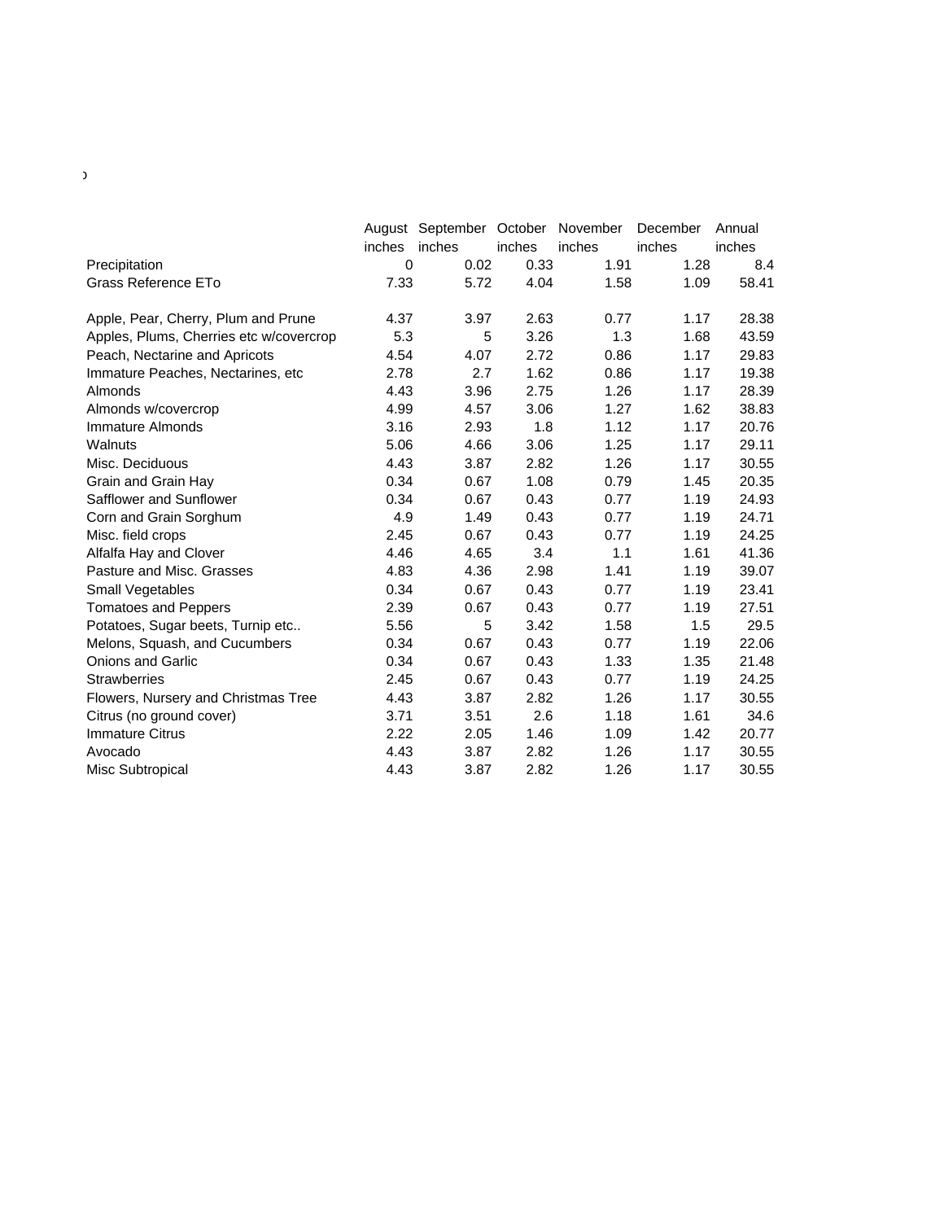)

| | August inches | September inches | October inches | November inches | December inches | Annual inches |
|---|---|---|---|---|---|---|
| Precipitation | 0 | 0.02 | 0.33 | 1.91 | 1.28 | 8.4 |
| Grass Reference ETo | 7.33 | 5.72 | 4.04 | 1.58 | 1.09 | 58.41 |
| | | | | | | |
| Apple, Pear, Cherry, Plum and Prune | 4.37 | 3.97 | 2.63 | 0.77 | 1.17 | 28.38 |
| Apples, Plums, Cherries etc w/covercrop | 5.3 | 5 | 3.26 | 1.3 | 1.68 | 43.59 |
| Peach, Nectarine and Apricots | 4.54 | 4.07 | 2.72 | 0.86 | 1.17 | 29.83 |
| Immature Peaches, Nectarines, etc | 2.78 | 2.7 | 1.62 | 0.86 | 1.17 | 19.38 |
| Almonds | 4.43 | 3.96 | 2.75 | 1.26 | 1.17 | 28.39 |
| Almonds w/covercrop | 4.99 | 4.57 | 3.06 | 1.27 | 1.62 | 38.83 |
| Immature Almonds | 3.16 | 2.93 | 1.8 | 1.12 | 1.17 | 20.76 |
| Walnuts | 5.06 | 4.66 | 3.06 | 1.25 | 1.17 | 29.11 |
| Misc. Deciduous | 4.43 | 3.87 | 2.82 | 1.26 | 1.17 | 30.55 |
| Grain and Grain Hay | 0.34 | 0.67 | 1.08 | 0.79 | 1.45 | 20.35 |
| Safflower and Sunflower | 0.34 | 0.67 | 0.43 | 0.77 | 1.19 | 24.93 |
| Corn and Grain Sorghum | 4.9 | 1.49 | 0.43 | 0.77 | 1.19 | 24.71 |
| Misc. field crops | 2.45 | 0.67 | 0.43 | 0.77 | 1.19 | 24.25 |
| Alfalfa Hay and Clover | 4.46 | 4.65 | 3.4 | 1.1 | 1.61 | 41.36 |
| Pasture and Misc. Grasses | 4.83 | 4.36 | 2.98 | 1.41 | 1.19 | 39.07 |
| Small Vegetables | 0.34 | 0.67 | 0.43 | 0.77 | 1.19 | 23.41 |
| Tomatoes and Peppers | 2.39 | 0.67 | 0.43 | 0.77 | 1.19 | 27.51 |
| Potatoes, Sugar beets, Turnip etc.. | 5.56 | 5 | 3.42 | 1.58 | 1.5 | 29.5 |
| Melons, Squash, and Cucumbers | 0.34 | 0.67 | 0.43 | 0.77 | 1.19 | 22.06 |
| Onions and Garlic | 0.34 | 0.67 | 0.43 | 1.33 | 1.35 | 21.48 |
| Strawberries | 2.45 | 0.67 | 0.43 | 0.77 | 1.19 | 24.25 |
| Flowers, Nursery and Christmas Tree | 4.43 | 3.87 | 2.82 | 1.26 | 1.17 | 30.55 |
| Citrus (no ground cover) | 3.71 | 3.51 | 2.6 | 1.18 | 1.61 | 34.6 |
| Immature Citrus | 2.22 | 2.05 | 1.46 | 1.09 | 1.42 | 20.77 |
| Avocado | 4.43 | 3.87 | 2.82 | 1.26 | 1.17 | 30.55 |
| Misc Subtropical | 4.43 | 3.87 | 2.82 | 1.26 | 1.17 | 30.55 |